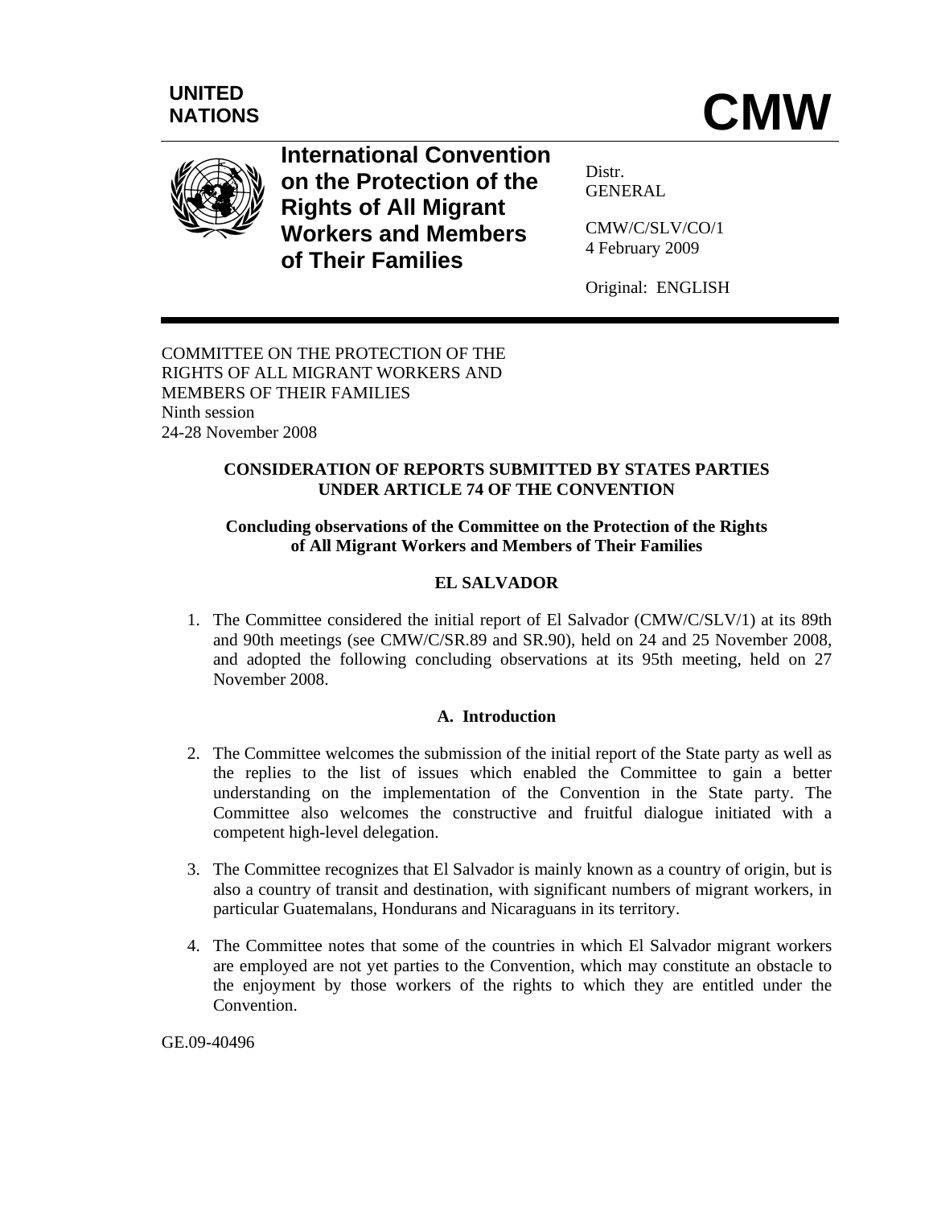**UNITED NATIONS**

# CMW

**International Convention on the Protection of the Rights of All Migrant Workers and Members of Their Families**

Distr.
GENERAL

CMW/C/SLV/CO/1
4 February 2009

Original: ENGLISH

COMMITTEE ON THE PROTECTION OF THE RIGHTS OF ALL MIGRANT WORKERS AND MEMBERS OF THEIR FAMILIES
Ninth session
24-28 November 2008

## CONSIDERATION OF REPORTS SUBMITTED BY STATES PARTIES UNDER ARTICLE 74 OF THE CONVENTION

### Concluding observations of the Committee on the Protection of the Rights of All Migrant Workers and Members of Their Families

### EL SALVADOR

1. The Committee considered the initial report of El Salvador (CMW/C/SLV/1) at its 89th and 90th meetings (see CMW/C/SR.89 and SR.90), held on 24 and 25 November 2008, and adopted the following concluding observations at its 95th meeting, held on 27 November 2008.

### A. Introduction

2. The Committee welcomes the submission of the initial report of the State party as well as the replies to the list of issues which enabled the Committee to gain a better understanding on the implementation of the Convention in the State party. The Committee also welcomes the constructive and fruitful dialogue initiated with a competent high-level delegation.

3. The Committee recognizes that El Salvador is mainly known as a country of origin, but is also a country of transit and destination, with significant numbers of migrant workers, in particular Guatemalans, Hondurans and Nicaraguans in its territory.

4. The Committee notes that some of the countries in which El Salvador migrant workers are employed are not yet parties to the Convention, which may constitute an obstacle to the enjoyment by those workers of the rights to which they are entitled under the Convention.

GE.09-40496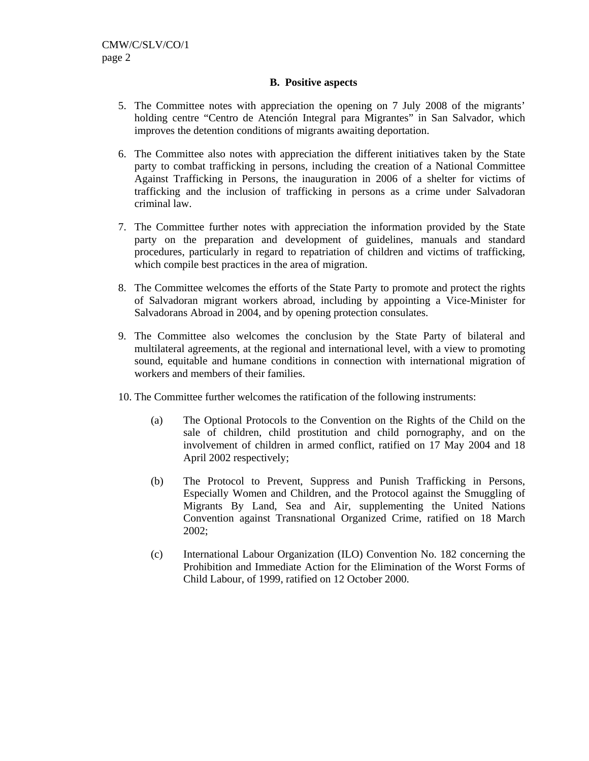### B. Positive aspects

5. The Committee notes with appreciation the opening on 7 July 2008 of the migrants' holding centre "Centro de Atención Integral para Migrantes" in San Salvador, which improves the detention conditions of migrants awaiting deportation.

6. The Committee also notes with appreciation the different initiatives taken by the State party to combat trafficking in persons, including the creation of a National Committee Against Trafficking in Persons, the inauguration in 2006 of a shelter for victims of trafficking and the inclusion of trafficking in persons as a crime under Salvadoran criminal law.

7. The Committee further notes with appreciation the information provided by the State party on the preparation and development of guidelines, manuals and standard procedures, particularly in regard to repatriation of children and victims of trafficking, which compile best practices in the area of migration.

8. The Committee welcomes the efforts of the State Party to promote and protect the rights of Salvadoran migrant workers abroad, including by appointing a Vice-Minister for Salvadorans Abroad in 2004, and by opening protection consulates.

9. The Committee also welcomes the conclusion by the State Party of bilateral and multilateral agreements, at the regional and international level, with a view to promoting sound, equitable and humane conditions in connection with international migration of workers and members of their families.

10. The Committee further welcomes the ratification of the following instruments:

    (a) The Optional Protocols to the Convention on the Rights of the Child on the sale of children, child prostitution and child pornography, and on the involvement of children in armed conflict, ratified on 17 May 2004 and 18 April 2002 respectively;

    (b) The Protocol to Prevent, Suppress and Punish Trafficking in Persons, Especially Women and Children, and the Protocol against the Smuggling of Migrants By Land, Sea and Air, supplementing the United Nations Convention against Transnational Organized Crime, ratified on 18 March 2002;

    (c) International Labour Organization (ILO) Convention No. 182 concerning the Prohibition and Immediate Action for the Elimination of the Worst Forms of Child Labour, of 1999, ratified on 12 October 2000.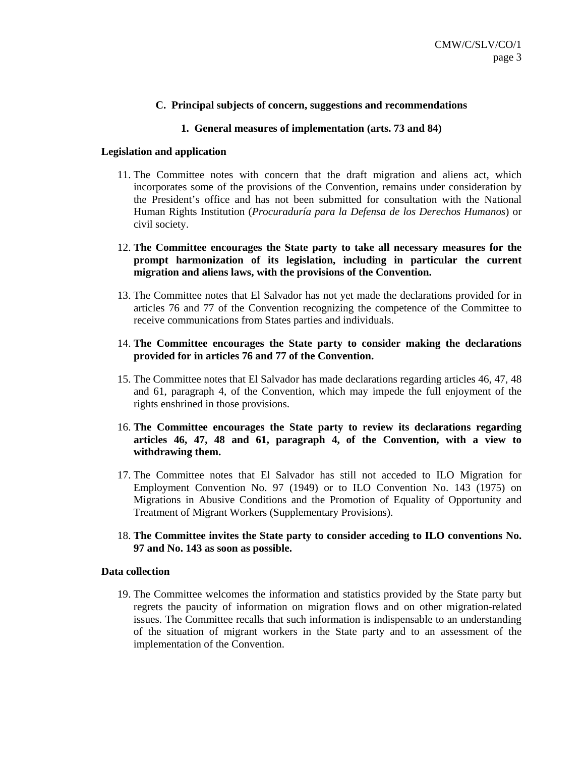## C. Principal subjects of concern, suggestions and recommendations

### 1. General measures of implementation (arts. 73 and 84)

**Legislation and application**

11. The Committee notes with concern that the draft migration and aliens act, which incorporates some of the provisions of the Convention, remains under consideration by the President's office and has not been submitted for consultation with the National Human Rights Institution (*Procuraduría para la Defensa de los Derechos Humanos*) or civil society.

12. **The Committee encourages the State party to take all necessary measures for the prompt harmonization of its legislation, including in particular the current migration and aliens laws, with the provisions of the Convention.**

13. The Committee notes that El Salvador has not yet made the declarations provided for in articles 76 and 77 of the Convention recognizing the competence of the Committee to receive communications from States parties and individuals.

14. **The Committee encourages the State party to consider making the declarations provided for in articles 76 and 77 of the Convention.**

15. The Committee notes that El Salvador has made declarations regarding articles 46, 47, 48 and 61, paragraph 4, of the Convention, which may impede the full enjoyment of the rights enshrined in those provisions.

16. **The Committee encourages the State party to review its declarations regarding articles 46, 47, 48 and 61, paragraph 4, of the Convention, with a view to withdrawing them.**

17. The Committee notes that El Salvador has still not acceded to ILO Migration for Employment Convention No. 97 (1949) or to ILO Convention No. 143 (1975) on Migrations in Abusive Conditions and the Promotion of Equality of Opportunity and Treatment of Migrant Workers (Supplementary Provisions).

18. **The Committee invites the State party to consider acceding to ILO conventions No. 97 and No. 143 as soon as possible.**

**Data collection**

19. The Committee welcomes the information and statistics provided by the State party but regrets the paucity of information on migration flows and on other migration-related issues. The Committee recalls that such information is indispensable to an understanding of the situation of migrant workers in the State party and to an assessment of the implementation of the Convention.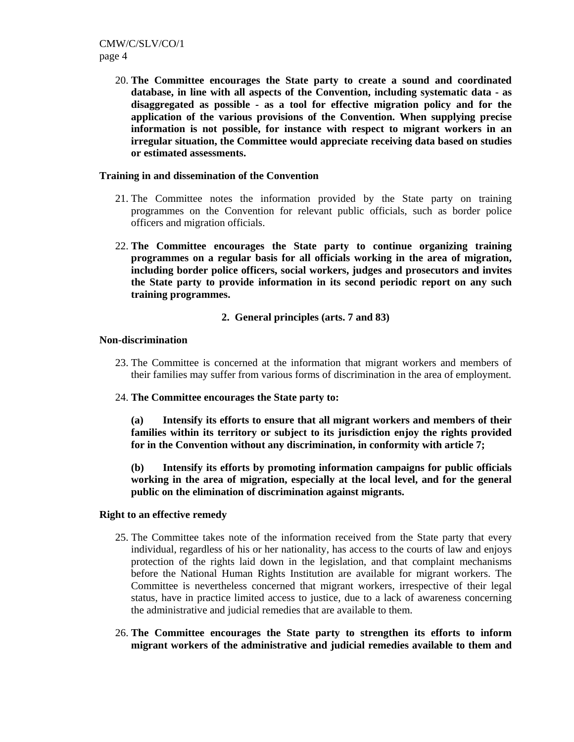20. **The Committee encourages the State party to create a sound and coordinated database, in line with all aspects of the Convention, including systematic data - as disaggregated as possible - as a tool for effective migration policy and for the application of the various provisions of the Convention. When supplying precise information is not possible, for instance with respect to migrant workers in an irregular situation, the Committee would appreciate receiving data based on studies or estimated assessments.**

**Training in and dissemination of the Convention**

21. The Committee notes the information provided by the State party on training programmes on the Convention for relevant public officials, such as border police officers and migration officials.

22. **The Committee encourages the State party to continue organizing training programmes on a regular basis for all officials working in the area of migration, including border police officers, social workers, judges and prosecutors and invites the State party to provide information in its second periodic report on any such training programmes.**

## 2. General principles (arts. 7 and 83)

**Non-discrimination**

23. The Committee is concerned at the information that migrant workers and members of their families may suffer from various forms of discrimination in the area of employment.

24. **The Committee encourages the State party to:**

    **(a) Intensify its efforts to ensure that all migrant workers and members of their families within its territory or subject to its jurisdiction enjoy the rights provided for in the Convention without any discrimination, in conformity with article 7;**

    **(b) Intensify its efforts by promoting information campaigns for public officials working in the area of migration, especially at the local level, and for the general public on the elimination of discrimination against migrants.**

**Right to an effective remedy**

25. The Committee takes note of the information received from the State party that every individual, regardless of his or her nationality, has access to the courts of law and enjoys protection of the rights laid down in the legislation, and that complaint mechanisms before the National Human Rights Institution are available for migrant workers. The Committee is nevertheless concerned that migrant workers, irrespective of their legal status, have in practice limited access to justice, due to a lack of awareness concerning the administrative and judicial remedies that are available to them.

26. **The Committee encourages the State party to strengthen its efforts to inform migrant workers of the administrative and judicial remedies available to them and**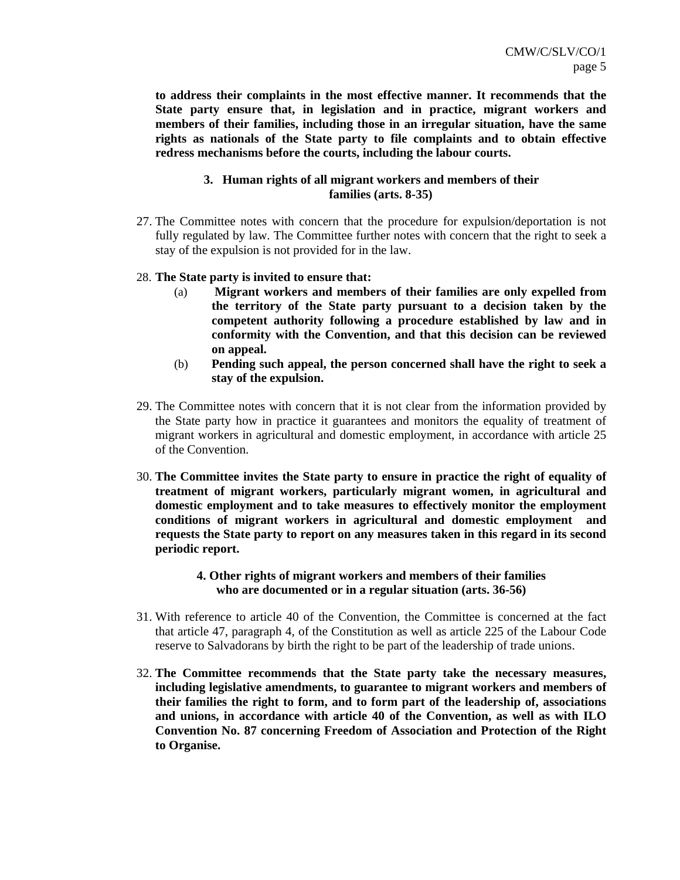**to address their complaints in the most effective manner. It recommends that the State party ensure that, in legislation and in practice, migrant workers and members of their families, including those in an irregular situation, have the same rights as nationals of the State party to file complaints and to obtain effective redress mechanisms before the courts, including the labour courts.**

### 3. Human rights of all migrant workers and members of their families (arts. 8-35)

27. The Committee notes with concern that the procedure for expulsion/deportation is not fully regulated by law. The Committee further notes with concern that the right to seek a stay of the expulsion is not provided for in the law.

28. **The State party is invited to ensure that:**
    - (a) **Migrant workers and members of their families are only expelled from the territory of the State party pursuant to a decision taken by the competent authority following a procedure established by law and in conformity with the Convention, and that this decision can be reviewed on appeal.**
    - (b) **Pending such appeal, the person concerned shall have the right to seek a stay of the expulsion.**

29. The Committee notes with concern that it is not clear from the information provided by the State party how in practice it guarantees and monitors the equality of treatment of migrant workers in agricultural and domestic employment, in accordance with article 25 of the Convention.

30. **The Committee invites the State party to ensure in practice the right of equality of treatment of migrant workers, particularly migrant women, in agricultural and domestic employment and to take measures to effectively monitor the employment conditions of migrant workers in agricultural and domestic employment and requests the State party to report on any measures taken in this regard in its second periodic report.**

### 4. Other rights of migrant workers and members of their families who are documented or in a regular situation (arts. 36-56)

31. With reference to article 40 of the Convention, the Committee is concerned at the fact that article 47, paragraph 4, of the Constitution as well as article 225 of the Labour Code reserve to Salvadorans by birth the right to be part of the leadership of trade unions.

32. **The Committee recommends that the State party take the necessary measures, including legislative amendments, to guarantee to migrant workers and members of their families the right to form, and to form part of the leadership of, associations and unions, in accordance with article 40 of the Convention, as well as with ILO Convention No. 87 concerning Freedom of Association and Protection of the Right to Organise.**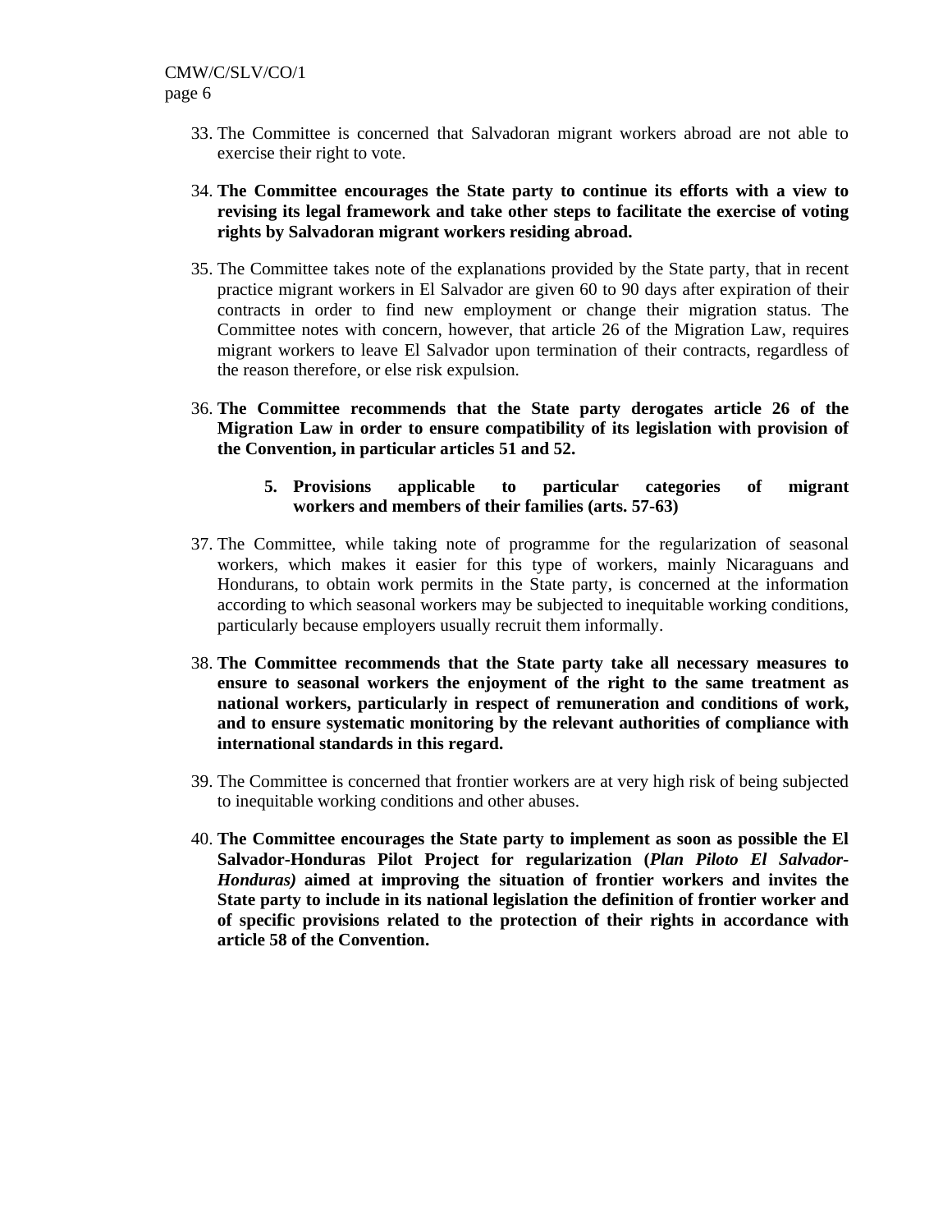33. The Committee is concerned that Salvadoran migrant workers abroad are not able to exercise their right to vote.

34. **The Committee encourages the State party to continue its efforts with a view to revising its legal framework and take other steps to facilitate the exercise of voting rights by Salvadoran migrant workers residing abroad.**

35. The Committee takes note of the explanations provided by the State party, that in recent practice migrant workers in El Salvador are given 60 to 90 days after expiration of their contracts in order to find new employment or change their migration status. The Committee notes with concern, however, that article 26 of the Migration Law, requires migrant workers to leave El Salvador upon termination of their contracts, regardless of the reason therefore, or else risk expulsion.

36. **The Committee recommends that the State party derogates article 26 of the Migration Law in order to ensure compatibility of its legislation with provision of the Convention, in particular articles 51 and 52.**

### 5. Provisions applicable to particular categories of migrant workers and members of their families (arts. 57-63)

37. The Committee, while taking note of programme for the regularization of seasonal workers, which makes it easier for this type of workers, mainly Nicaraguans and Hondurans, to obtain work permits in the State party, is concerned at the information according to which seasonal workers may be subjected to inequitable working conditions, particularly because employers usually recruit them informally.

38. **The Committee recommends that the State party take all necessary measures to ensure to seasonal workers the enjoyment of the right to the same treatment as national workers, particularly in respect of remuneration and conditions of work, and to ensure systematic monitoring by the relevant authorities of compliance with international standards in this regard.**

39. The Committee is concerned that frontier workers are at very high risk of being subjected to inequitable working conditions and other abuses.

40. **The Committee encourages the State party to implement as soon as possible the El Salvador-Honduras Pilot Project for regularization (*Plan Piloto El Salvador-Honduras)* aimed at improving the situation of frontier workers and invites the State party to include in its national legislation the definition of frontier worker and of specific provisions related to the protection of their rights in accordance with article 58 of the Convention.**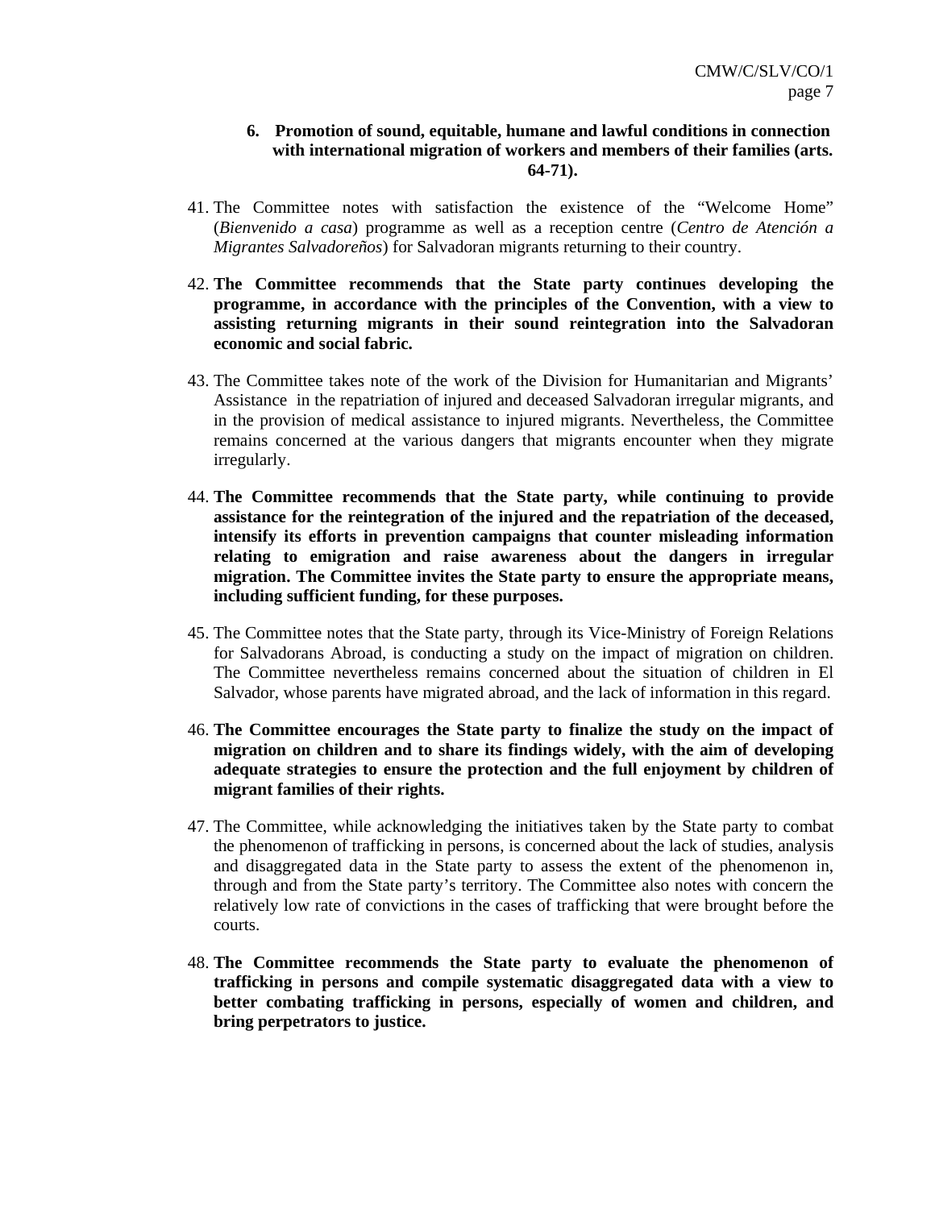### 6. Promotion of sound, equitable, humane and lawful conditions in connection with international migration of workers and members of their families (arts. 64-71).

41. The Committee notes with satisfaction the existence of the "Welcome Home" (*Bienvenido a casa*) programme as well as a reception centre (*Centro de Atención a Migrantes Salvadoreños*) for Salvadoran migrants returning to their country.

42. **The Committee recommends that the State party continues developing the programme, in accordance with the principles of the Convention, with a view to assisting returning migrants in their sound reintegration into the Salvadoran economic and social fabric.**

43. The Committee takes note of the work of the Division for Humanitarian and Migrants' Assistance in the repatriation of injured and deceased Salvadoran irregular migrants, and in the provision of medical assistance to injured migrants. Nevertheless, the Committee remains concerned at the various dangers that migrants encounter when they migrate irregularly.

44. **The Committee recommends that the State party, while continuing to provide assistance for the reintegration of the injured and the repatriation of the deceased, intensify its efforts in prevention campaigns that counter misleading information relating to emigration and raise awareness about the dangers in irregular migration. The Committee invites the State party to ensure the appropriate means, including sufficient funding, for these purposes.**

45. The Committee notes that the State party, through its Vice-Ministry of Foreign Relations for Salvadorans Abroad, is conducting a study on the impact of migration on children. The Committee nevertheless remains concerned about the situation of children in El Salvador, whose parents have migrated abroad, and the lack of information in this regard.

46. **The Committee encourages the State party to finalize the study on the impact of migration on children and to share its findings widely, with the aim of developing adequate strategies to ensure the protection and the full enjoyment by children of migrant families of their rights.**

47. The Committee, while acknowledging the initiatives taken by the State party to combat the phenomenon of trafficking in persons, is concerned about the lack of studies, analysis and disaggregated data in the State party to assess the extent of the phenomenon in, through and from the State party's territory. The Committee also notes with concern the relatively low rate of convictions in the cases of trafficking that were brought before the courts.

48. **The Committee recommends the State party to evaluate the phenomenon of trafficking in persons and compile systematic disaggregated data with a view to better combating trafficking in persons, especially of women and children, and bring perpetrators to justice.**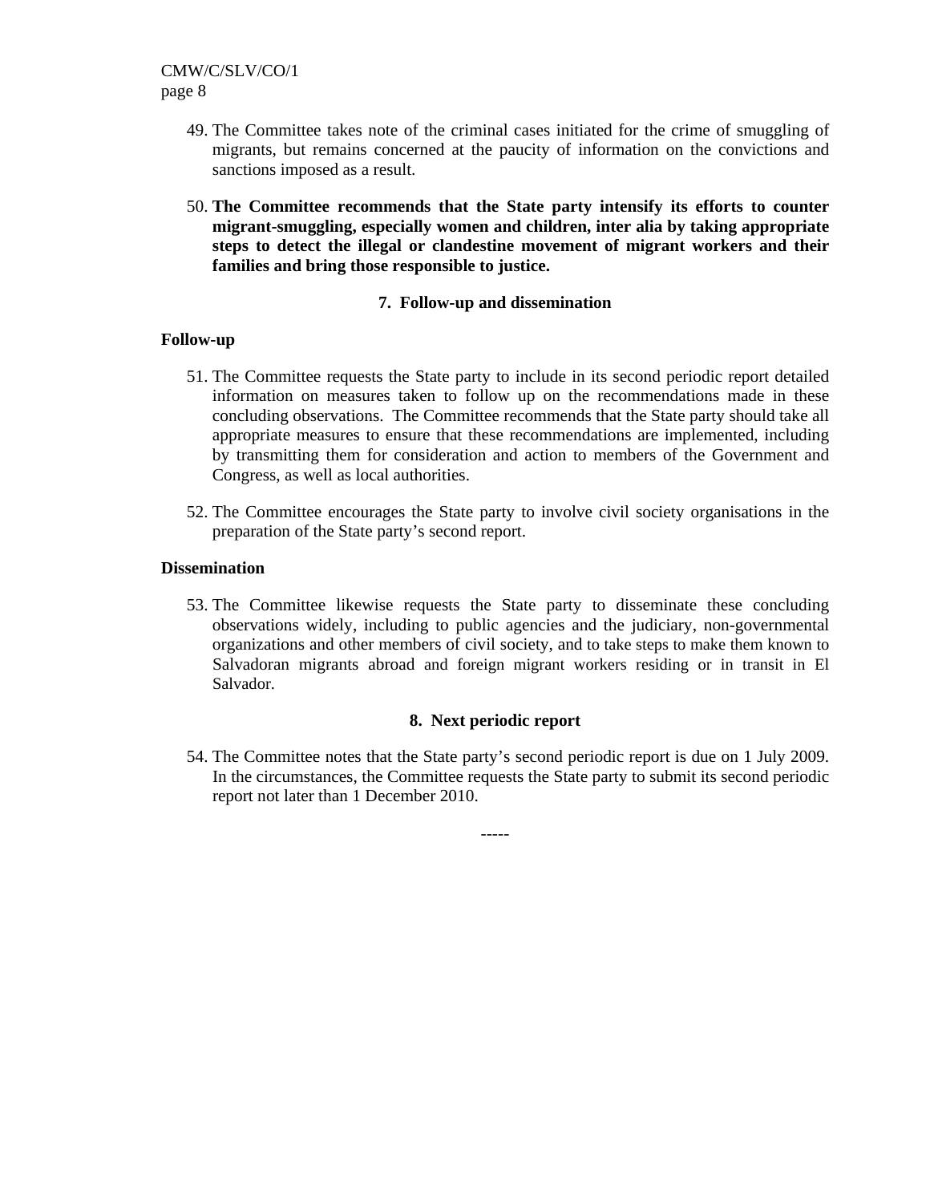49. The Committee takes note of the criminal cases initiated for the crime of smuggling of migrants, but remains concerned at the paucity of information on the convictions and sanctions imposed as a result.

50. **The Committee recommends that the State party intensify its efforts to counter migrant-smuggling, especially women and children, inter alia by taking appropriate steps to detect the illegal or clandestine movement of migrant workers and their families and bring those responsible to justice.**

### 7. Follow-up and dissemination

**Follow-up**

51. The Committee requests the State party to include in its second periodic report detailed information on measures taken to follow up on the recommendations made in these concluding observations. The Committee recommends that the State party should take all appropriate measures to ensure that these recommendations are implemented, including by transmitting them for consideration and action to members of the Government and Congress, as well as local authorities.

52. The Committee encourages the State party to involve civil society organisations in the preparation of the State party's second report.

**Dissemination**

53. The Committee likewise requests the State party to disseminate these concluding observations widely, including to public agencies and the judiciary, non-governmental organizations and other members of civil society, and to take steps to make them known to Salvadoran migrants abroad and foreign migrant workers residing or in transit in El Salvador.

### 8. Next periodic report

54. The Committee notes that the State party's second periodic report is due on 1 July 2009. In the circumstances, the Committee requests the State party to submit its second periodic report not later than 1 December 2010.

-----